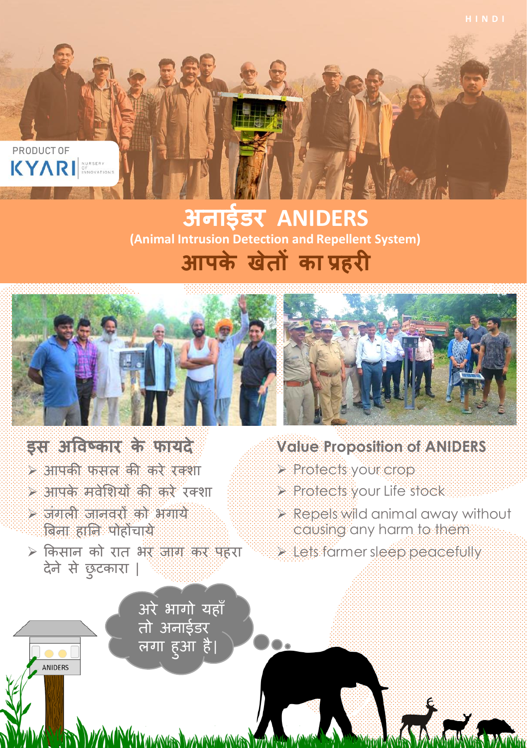HINDI

PRODUCT OF KYARI NURSERY OF INNOVATIONS

# अनाईडर ANIDERS

**(Animal Intrusion Detection and Repellent System)**

## आपके खेतों का प्रहरी

### इस अविष्कार के फायदे

- आपकी फसल की करे रक्शा
- आपके मवेशियों की करे रक्शा
- जंगली जानवरों को भगाये बिना हानि पोहोंचाये
- किसान को रात भर जाग कर पहरा देने से छुटकारा।

### Value Proposition of ANIDERS

- Protects your crop
- Protects your Life stock
- Repels wild animal away without causing any harm to them
- Lets farmer sleep peacefully

अरे भागो यहाँ तो अनाईडर लगा हुआ है।

ANIDERS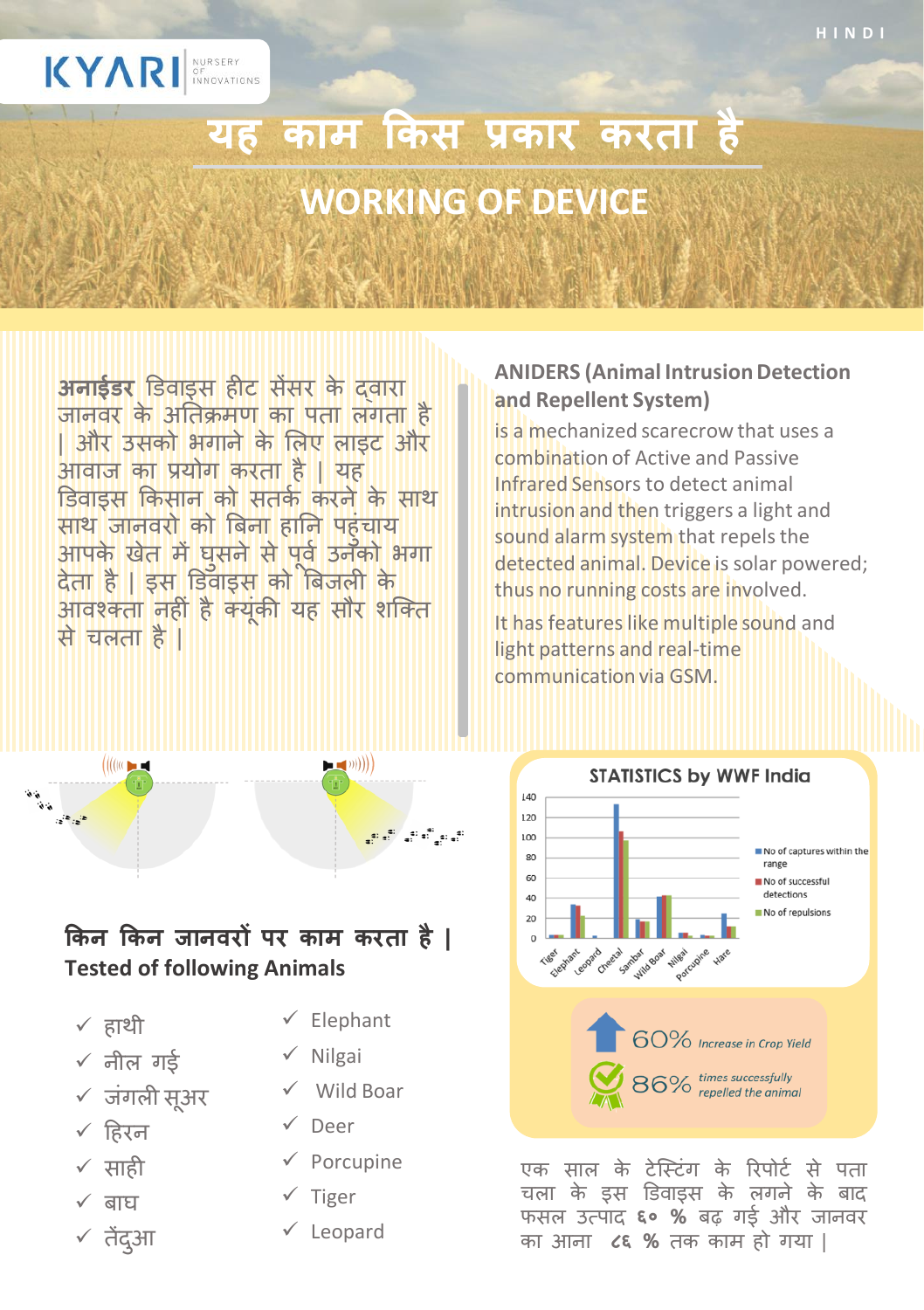KYARI NURSERY OF INNOVATIONS

# यह काम किस प्रकार करता है

# WORKING OF DEVICE

**अनाईडर** डिवाइस हीट सेंसर के द्वारा जानवर के अतिक्रमण का पता लगता है | और उसको भगाने के लिए लाइट और आवाज का प्रयोग करता है | यह डिवाइस किसान को सतर्क करने के साथ साथ जानवरो को बिना हानि पहुंचाय आपके खेत में घुसने से पूर्व उनको भगा देता है | इस डिवाइस को बिजली के आवश्क्ता नहीं है क्यूंकी यह सौर शक्ति से चलता है |

**ANIDERS (Animal Intrusion Detection and Repellent System)**

is a mechanized scarecrow that uses a combination of Active and Passive Infrared Sensors to detect animal intrusion and then triggers a light and sound alarm system that repels the detected animal. Device is solar powered; thus no running costs are involved.

It has features like multiple sound and light patterns and real-time communication via GSM.

## किन किन जानवरों पर काम करता है |
## Tested of following Animals

| | |
|---|---|
| ✓ हाथी | ✓ Elephant |
| ✓ नील गई | ✓ Nilgai |
| ✓ जंगली सूअर | ✓ Wild Boar |
| ✓ हिरन | ✓ Deer |
| ✓ साही | ✓ Porcupine |
| ✓ बाघ | ✓ Tiger |
| ✓ तेंदुआ | ✓ Leopard |

**STATISTICS by WWF India**

Legend: No of captures within the range; No of successful detections; No of repulsions

Animals: Tiger, Elephant, Leopard, Cheetal, Sambar, Wild Boar, Nilgai, Porcupine, Hare

60% Increase in Crop Yield

86% times successfully repelled the animal

एक साल के टेस्टिंग के रिपोर्ट से पता चला के इस डिवाइस के लगने के बाद फसल उत्पाद ६० % बढ़ गई और जानवर का आना ८६ % तक काम हो गया |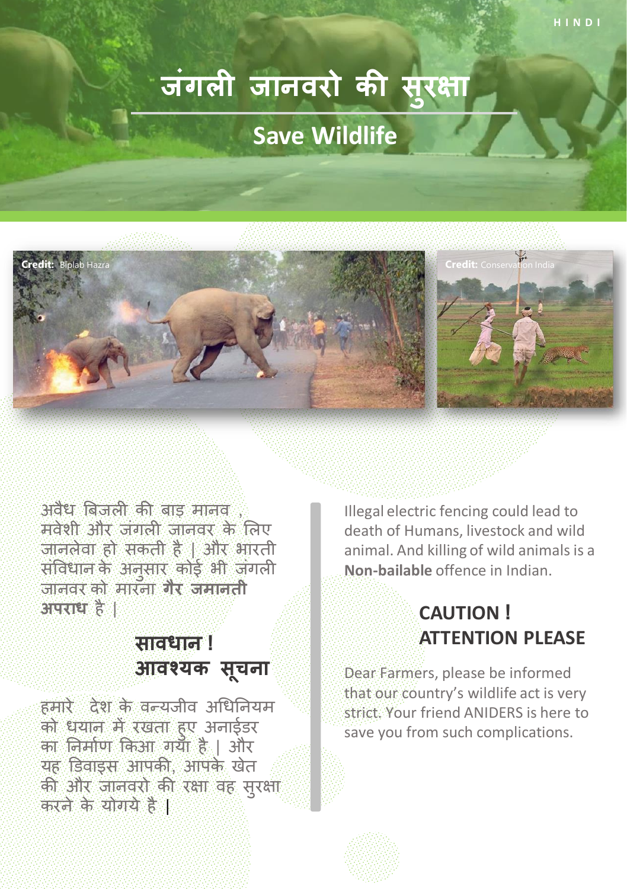# जंगली जानवरो की सुरक्षा

## Save Wildlife

Credit: Biplab Hazra

Credit: Conservation India

अवैध बिजली की बाड़ मानव , मवेशी और जंगली जानवर के लिए जानलेवा हो सकती है | और भारती संविधान के अनुसार कोई भी जंगली जानवर को मारना **गैर जमानती अपराध** है |

### सावधान ! आवश्यक सूचना

हमारे देश के वन्यजीव अधिनियम को धयान में रखता हुए अनाईडर का निर्माण किआ गया है | और यह डिवाइस आपकी, आपके खेत की और जानवरो की रक्षा वह सुरक्षा करने के योगये है |

Illegal electric fencing could lead to death of Humans, livestock and wild animal. And killing of wild animals is a **Non-bailable** offence in Indian.

### CAUTION ! ATTENTION PLEASE

Dear Farmers, please be informed that our country's wildlife act is very strict. Your friend ANIDERS is here to save you from such complications.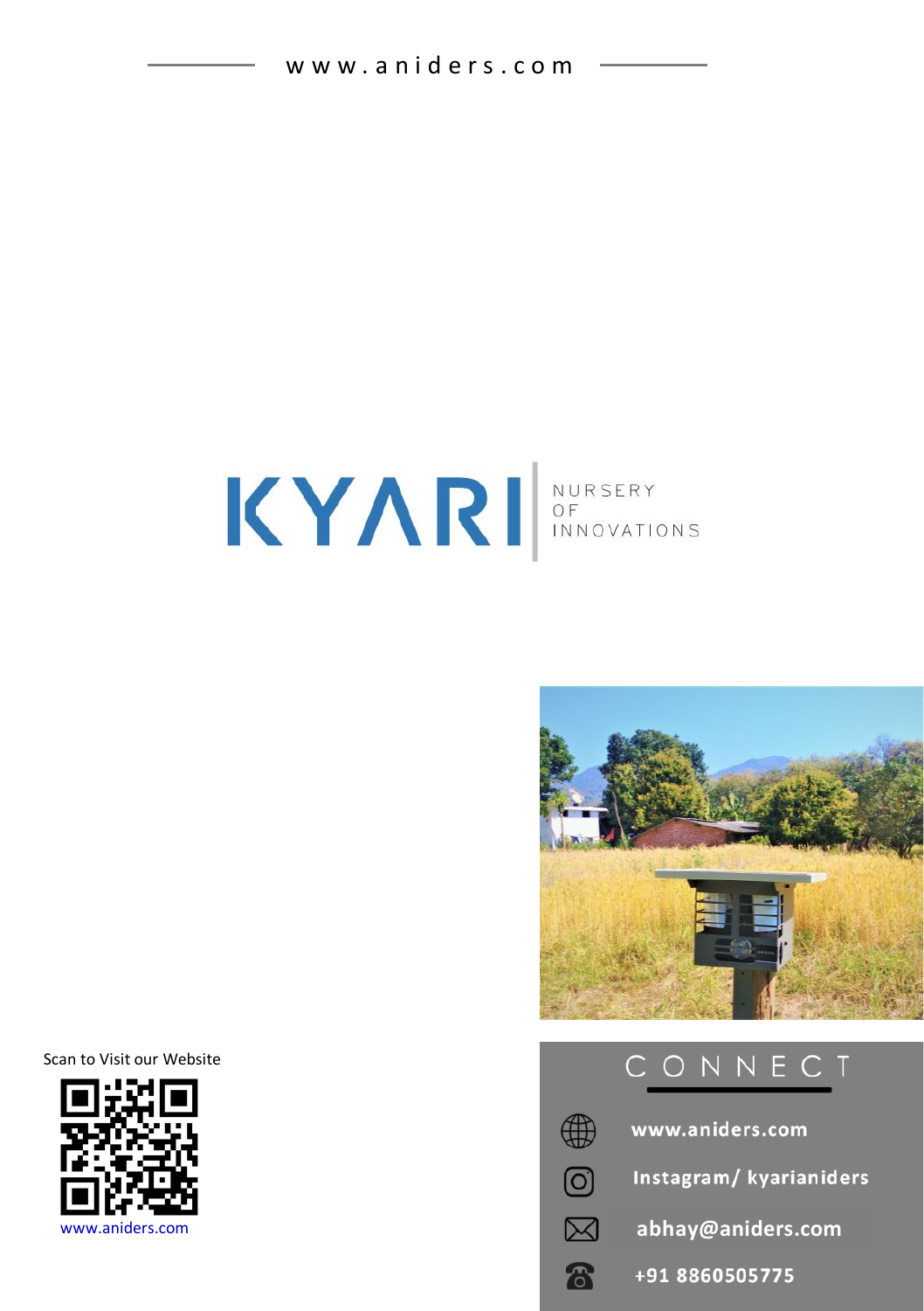www.aniders.com

# KYARI

NURSERY OF INNOVATIONS

Scan to Visit our Website

www.aniders.com

## CONNECT

www.aniders.com

Instagram/ kyarianiders

abhay@aniders.com

+91 8860505775